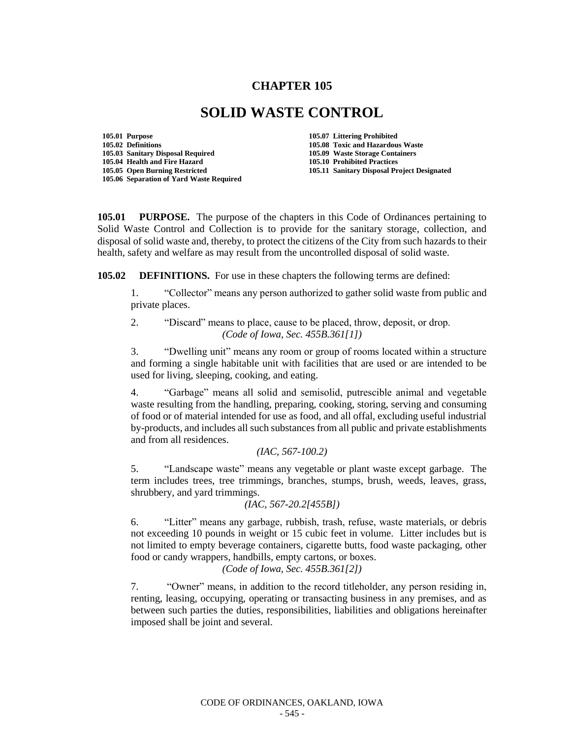# CHAPTER 105

# SOLID WASTE CONTROL

| | |
|---|---|
| **105.01 Purpose** | **105.07 Littering Prohibited** |
| **105.02 Definitions** | **105.08 Toxic and Hazardous Waste** |
| **105.03 Sanitary Disposal Required** | **105.09 Waste Storage Containers** |
| **105.04 Health and Fire Hazard** | **105.10 Prohibited Practices** |
| **105.05 Open Burning Restricted** | **105.11 Sanitary Disposal Project Designated** |
| **105.06 Separation of Yard Waste Required** | |

**105.01 PURPOSE.** The purpose of the chapters in this Code of Ordinances pertaining to Solid Waste Control and Collection is to provide for the sanitary storage, collection, and disposal of solid waste and, thereby, to protect the citizens of the City from such hazards to their health, safety and welfare as may result from the uncontrolled disposal of solid waste.

**105.02 DEFINITIONS.** For use in these chapters the following terms are defined:

1. "Collector" means any person authorized to gather solid waste from public and private places.

2. "Discard" means to place, cause to be placed, throw, deposit, or drop.
*(Code of Iowa, Sec. 455B.361[1])*

3. "Dwelling unit" means any room or group of rooms located within a structure and forming a single habitable unit with facilities that are used or are intended to be used for living, sleeping, cooking, and eating.

4. "Garbage" means all solid and semisolid, putrescible animal and vegetable waste resulting from the handling, preparing, cooking, storing, serving and consuming of food or of material intended for use as food, and all offal, excluding useful industrial by-products, and includes all such substances from all public and private establishments and from all residences.
*(IAC, 567-100.2)*

5. "Landscape waste" means any vegetable or plant waste except garbage. The term includes trees, tree trimmings, branches, stumps, brush, weeds, leaves, grass, shrubbery, and yard trimmings.
*(IAC, 567-20.2[455B])*

6. "Litter" means any garbage, rubbish, trash, refuse, waste materials, or debris not exceeding 10 pounds in weight or 15 cubic feet in volume. Litter includes but is not limited to empty beverage containers, cigarette butts, food waste packaging, other food or candy wrappers, handbills, empty cartons, or boxes.
*(Code of Iowa, Sec. 455B.361[2])*

7. "Owner" means, in addition to the record titleholder, any person residing in, renting, leasing, occupying, operating or transacting business in any premises, and as between such parties the duties, responsibilities, liabilities and obligations hereinafter imposed shall be joint and several.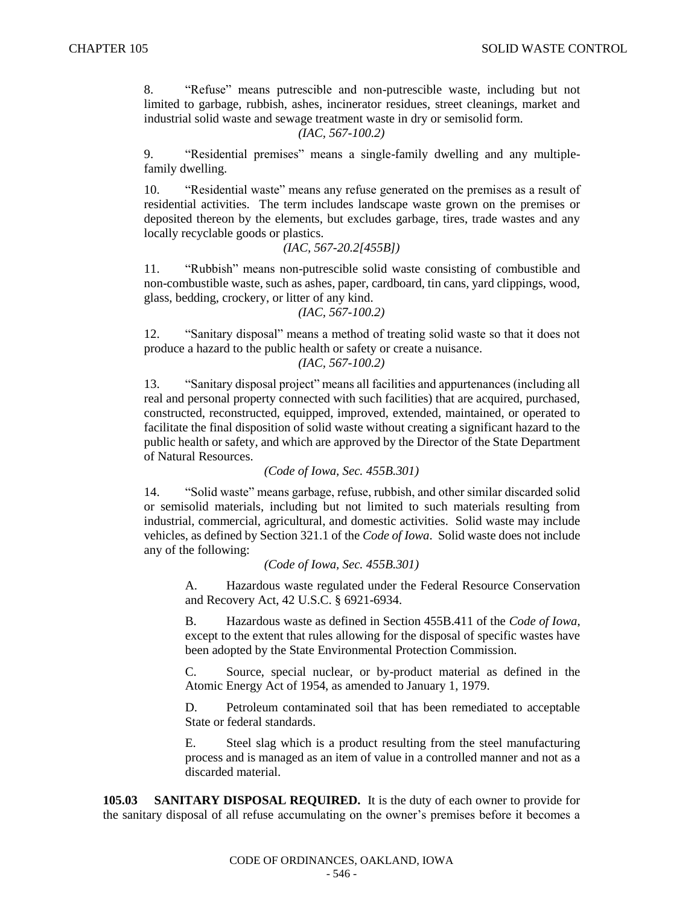8. "Refuse" means putrescible and non-putrescible waste, including but not limited to garbage, rubbish, ashes, incinerator residues, street cleanings, market and industrial solid waste and sewage treatment waste in dry or semisolid form.

*(IAC, 567-100.2)*

9. "Residential premises" means a single-family dwelling and any multiple-family dwelling.

10. "Residential waste" means any refuse generated on the premises as a result of residential activities. The term includes landscape waste grown on the premises or deposited thereon by the elements, but excludes garbage, tires, trade wastes and any locally recyclable goods or plastics.

*(IAC, 567-20.2[455B])*

11. "Rubbish" means non-putrescible solid waste consisting of combustible and non-combustible waste, such as ashes, paper, cardboard, tin cans, yard clippings, wood, glass, bedding, crockery, or litter of any kind.

*(IAC, 567-100.2)*

12. "Sanitary disposal" means a method of treating solid waste so that it does not produce a hazard to the public health or safety or create a nuisance.

*(IAC, 567-100.2)*

13. "Sanitary disposal project" means all facilities and appurtenances (including all real and personal property connected with such facilities) that are acquired, purchased, constructed, reconstructed, equipped, improved, extended, maintained, or operated to facilitate the final disposition of solid waste without creating a significant hazard to the public health or safety, and which are approved by the Director of the State Department of Natural Resources.

*(Code of Iowa, Sec. 455B.301)*

14. "Solid waste" means garbage, refuse, rubbish, and other similar discarded solid or semisolid materials, including but not limited to such materials resulting from industrial, commercial, agricultural, and domestic activities. Solid waste may include vehicles, as defined by Section 321.1 of the *Code of Iowa*. Solid waste does not include any of the following:

*(Code of Iowa, Sec. 455B.301)*

A. Hazardous waste regulated under the Federal Resource Conservation and Recovery Act, 42 U.S.C. § 6921-6934.

B. Hazardous waste as defined in Section 455B.411 of the *Code of Iowa*, except to the extent that rules allowing for the disposal of specific wastes have been adopted by the State Environmental Protection Commission.

C. Source, special nuclear, or by-product material as defined in the Atomic Energy Act of 1954, as amended to January 1, 1979.

D. Petroleum contaminated soil that has been remediated to acceptable State or federal standards.

E. Steel slag which is a product resulting from the steel manufacturing process and is managed as an item of value in a controlled manner and not as a discarded material.

**105.03 SANITARY DISPOSAL REQUIRED.** It is the duty of each owner to provide for the sanitary disposal of all refuse accumulating on the owner's premises before it becomes a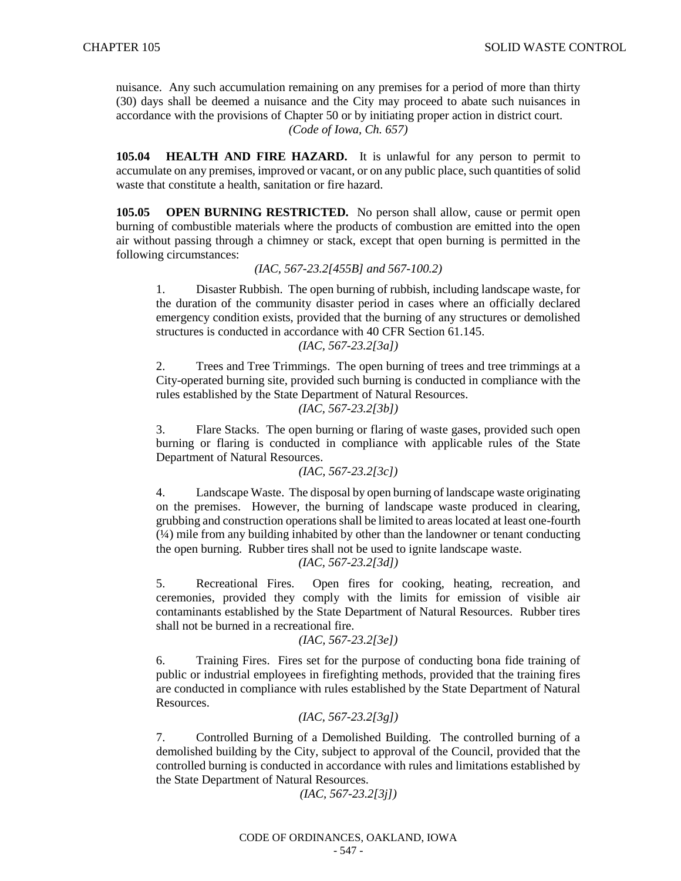nuisance. Any such accumulation remaining on any premises for a period of more than thirty (30) days shall be deemed a nuisance and the City may proceed to abate such nuisances in accordance with the provisions of Chapter 50 or by initiating proper action in district court.

*(Code of Iowa, Ch. 657)*

**105.04 HEALTH AND FIRE HAZARD.** It is unlawful for any person to permit to accumulate on any premises, improved or vacant, or on any public place, such quantities of solid waste that constitute a health, sanitation or fire hazard.

**105.05 OPEN BURNING RESTRICTED.** No person shall allow, cause or permit open burning of combustible materials where the products of combustion are emitted into the open air without passing through a chimney or stack, except that open burning is permitted in the following circumstances:

*(IAC, 567-23.2[455B] and 567-100.2)*

1. Disaster Rubbish. The open burning of rubbish, including landscape waste, for the duration of the community disaster period in cases where an officially declared emergency condition exists, provided that the burning of any structures or demolished structures is conducted in accordance with 40 CFR Section 61.145.

   *(IAC, 567-23.2[3a])*

2. Trees and Tree Trimmings. The open burning of trees and tree trimmings at a City-operated burning site, provided such burning is conducted in compliance with the rules established by the State Department of Natural Resources.

   *(IAC, 567-23.2[3b])*

3. Flare Stacks. The open burning or flaring of waste gases, provided such open burning or flaring is conducted in compliance with applicable rules of the State Department of Natural Resources.

   *(IAC, 567-23.2[3c])*

4. Landscape Waste. The disposal by open burning of landscape waste originating on the premises. However, the burning of landscape waste produced in clearing, grubbing and construction operations shall be limited to areas located at least one-fourth (¼) mile from any building inhabited by other than the landowner or tenant conducting the open burning. Rubber tires shall not be used to ignite landscape waste.

   *(IAC, 567-23.2[3d])*

5. Recreational Fires. Open fires for cooking, heating, recreation, and ceremonies, provided they comply with the limits for emission of visible air contaminants established by the State Department of Natural Resources. Rubber tires shall not be burned in a recreational fire.

   *(IAC, 567-23.2[3e])*

6. Training Fires. Fires set for the purpose of conducting bona fide training of public or industrial employees in firefighting methods, provided that the training fires are conducted in compliance with rules established by the State Department of Natural Resources.

   *(IAC, 567-23.2[3g])*

7. Controlled Burning of a Demolished Building. The controlled burning of a demolished building by the City, subject to approval of the Council, provided that the controlled burning is conducted in accordance with rules and limitations established by the State Department of Natural Resources.

   *(IAC, 567-23.2[3j])*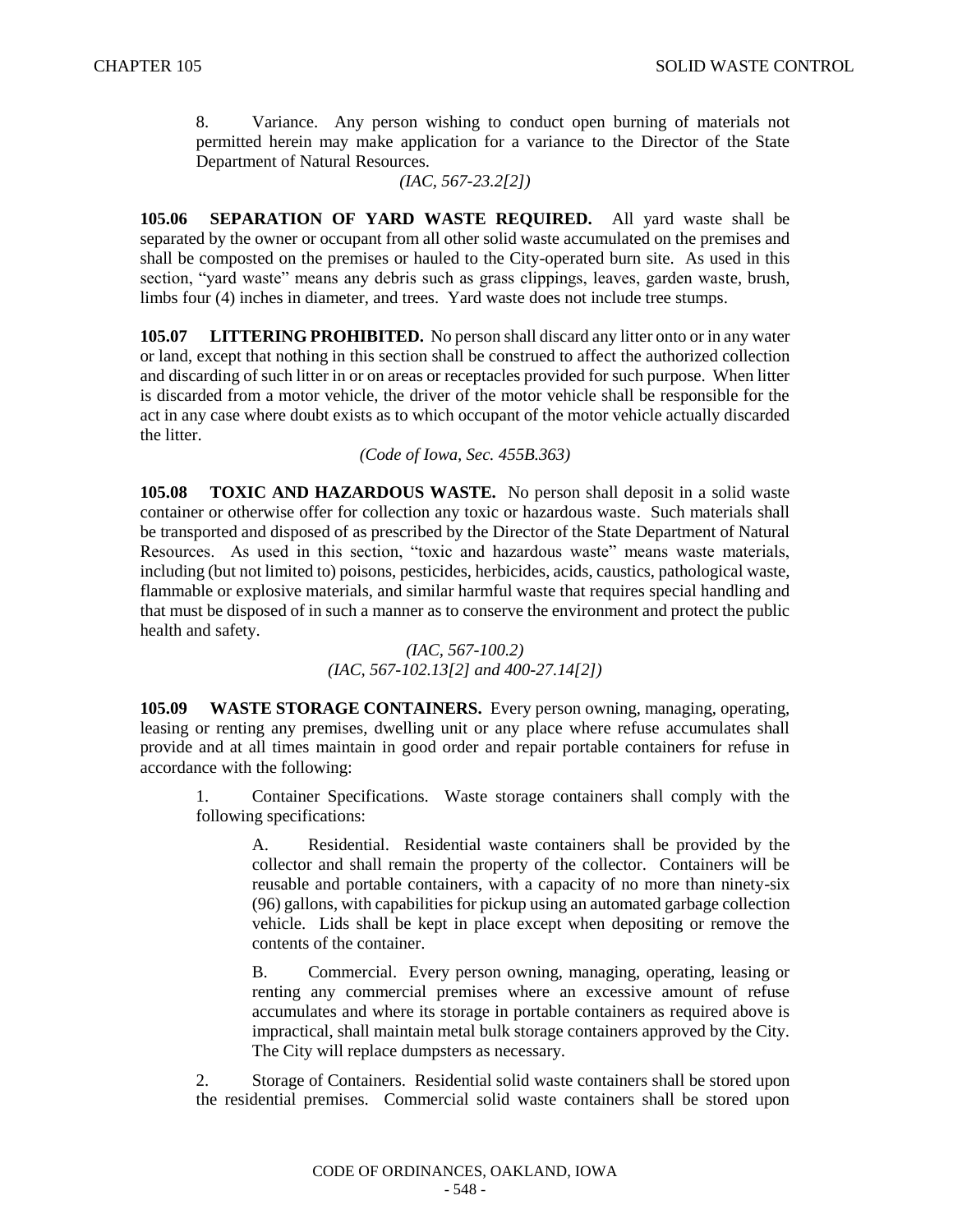8. Variance. Any person wishing to conduct open burning of materials not permitted herein may make application for a variance to the Director of the State Department of Natural Resources.

*(IAC, 567-23.2[2])*

**105.06 SEPARATION OF YARD WASTE REQUIRED.** All yard waste shall be separated by the owner or occupant from all other solid waste accumulated on the premises and shall be composted on the premises or hauled to the City-operated burn site. As used in this section, "yard waste" means any debris such as grass clippings, leaves, garden waste, brush, limbs four (4) inches in diameter, and trees. Yard waste does not include tree stumps.

**105.07 LITTERING PROHIBITED.** No person shall discard any litter onto or in any water or land, except that nothing in this section shall be construed to affect the authorized collection and discarding of such litter in or on areas or receptacles provided for such purpose. When litter is discarded from a motor vehicle, the driver of the motor vehicle shall be responsible for the act in any case where doubt exists as to which occupant of the motor vehicle actually discarded the litter.

*(Code of Iowa, Sec. 455B.363)*

**105.08 TOXIC AND HAZARDOUS WASTE.** No person shall deposit in a solid waste container or otherwise offer for collection any toxic or hazardous waste. Such materials shall be transported and disposed of as prescribed by the Director of the State Department of Natural Resources. As used in this section, "toxic and hazardous waste" means waste materials, including (but not limited to) poisons, pesticides, herbicides, acids, caustics, pathological waste, flammable or explosive materials, and similar harmful waste that requires special handling and that must be disposed of in such a manner as to conserve the environment and protect the public health and safety.

*(IAC, 567-100.2)*
*(IAC, 567-102.13[2] and 400-27.14[2])*

**105.09 WASTE STORAGE CONTAINERS.** Every person owning, managing, operating, leasing or renting any premises, dwelling unit or any place where refuse accumulates shall provide and at all times maintain in good order and repair portable containers for refuse in accordance with the following:

1. Container Specifications. Waste storage containers shall comply with the following specifications:

   A. Residential. Residential waste containers shall be provided by the collector and shall remain the property of the collector. Containers will be reusable and portable containers, with a capacity of no more than ninety-six (96) gallons, with capabilities for pickup using an automated garbage collection vehicle. Lids shall be kept in place except when depositing or remove the contents of the container.

   B. Commercial. Every person owning, managing, operating, leasing or renting any commercial premises where an excessive amount of refuse accumulates and where its storage in portable containers as required above is impractical, shall maintain metal bulk storage containers approved by the City. The City will replace dumpsters as necessary.

2. Storage of Containers. Residential solid waste containers shall be stored upon the residential premises. Commercial solid waste containers shall be stored upon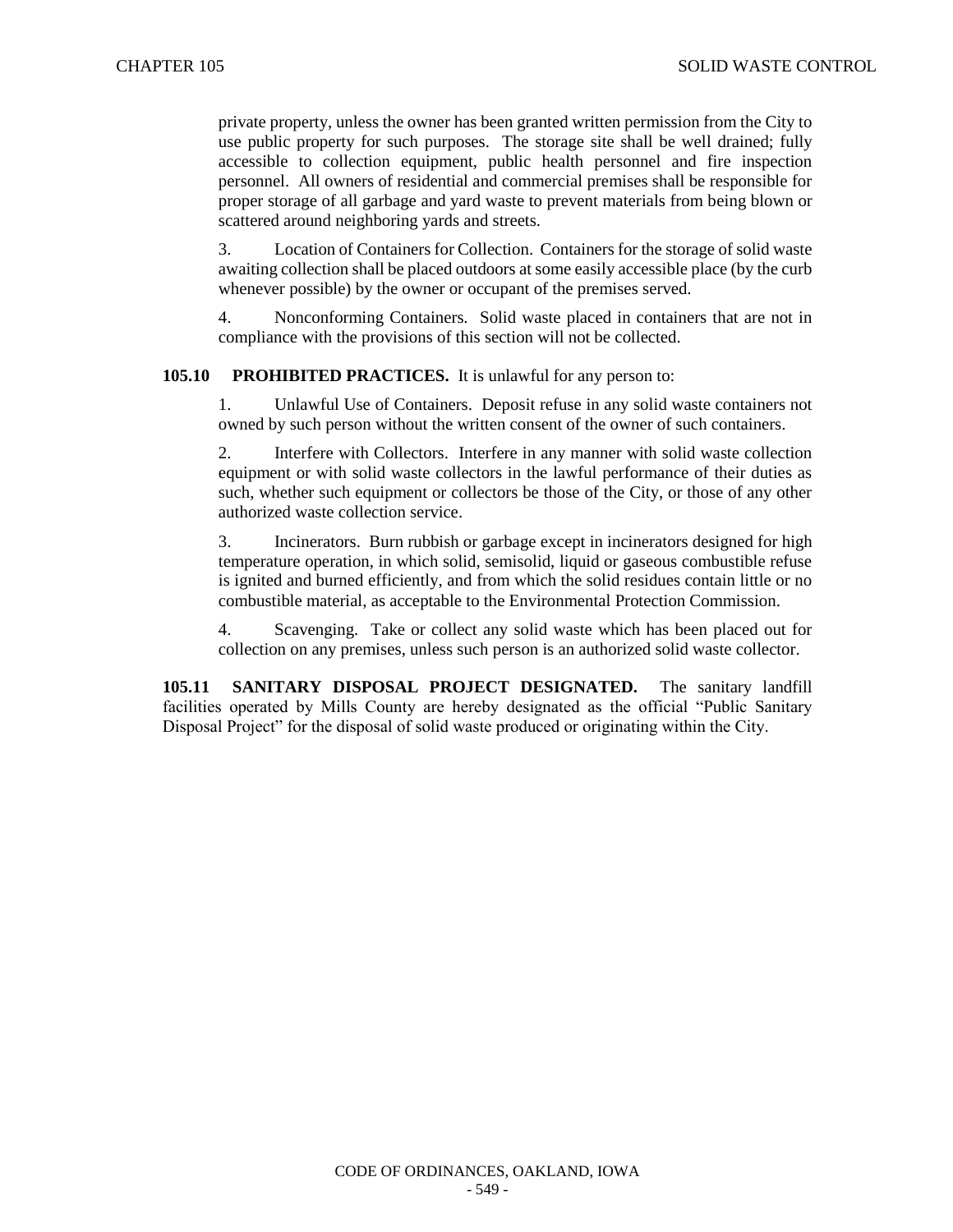private property, unless the owner has been granted written permission from the City to use public property for such purposes. The storage site shall be well drained; fully accessible to collection equipment, public health personnel and fire inspection personnel. All owners of residential and commercial premises shall be responsible for proper storage of all garbage and yard waste to prevent materials from being blown or scattered around neighboring yards and streets.

3. Location of Containers for Collection. Containers for the storage of solid waste awaiting collection shall be placed outdoors at some easily accessible place (by the curb whenever possible) by the owner or occupant of the premises served.

4. Nonconforming Containers. Solid waste placed in containers that are not in compliance with the provisions of this section will not be collected.

**105.10 PROHIBITED PRACTICES.** It is unlawful for any person to:

1. Unlawful Use of Containers. Deposit refuse in any solid waste containers not owned by such person without the written consent of the owner of such containers.

2. Interfere with Collectors. Interfere in any manner with solid waste collection equipment or with solid waste collectors in the lawful performance of their duties as such, whether such equipment or collectors be those of the City, or those of any other authorized waste collection service.

3. Incinerators. Burn rubbish or garbage except in incinerators designed for high temperature operation, in which solid, semisolid, liquid or gaseous combustible refuse is ignited and burned efficiently, and from which the solid residues contain little or no combustible material, as acceptable to the Environmental Protection Commission.

4. Scavenging. Take or collect any solid waste which has been placed out for collection on any premises, unless such person is an authorized solid waste collector.

**105.11 SANITARY DISPOSAL PROJECT DESIGNATED.** The sanitary landfill facilities operated by Mills County are hereby designated as the official "Public Sanitary Disposal Project" for the disposal of solid waste produced or originating within the City.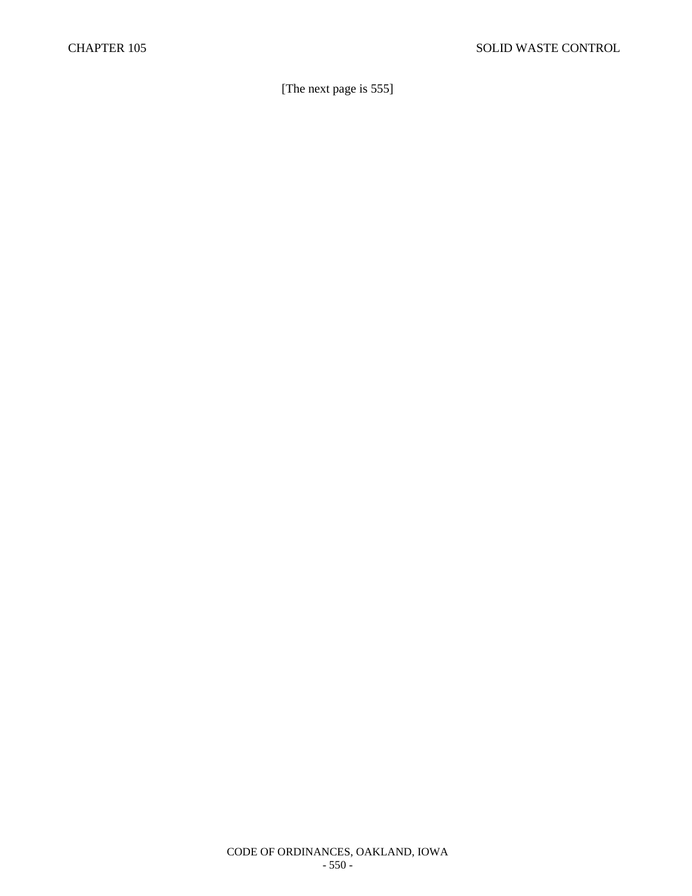[The next page is 555]